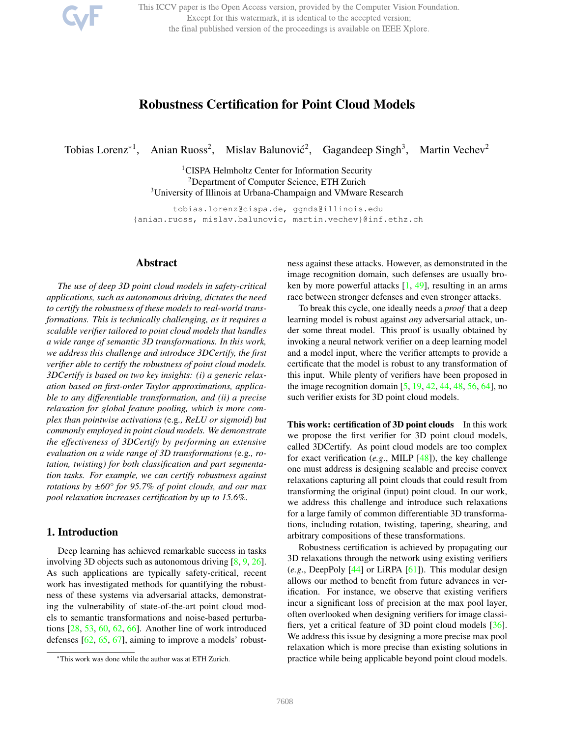# Robustness Certification for Point Cloud Models

Tobias Lorenz*[1], Anian Ruoss[2], Mislav Balunović[2], Gagandeep Singh[3], Martin Vechev[2]

[1]CISPA Helmholtz Center for Information Security
[2]Department of Computer Science, ETH Zurich
[3]University of Illinois at Urbana-Champaign and VMware Research

tobias.lorenz@cispa.de, ggnds@illinois.edu
{anian.ruoss, mislav.balunovic, martin.vechev}@inf.ethz.ch

## Abstract

*The use of deep 3D point cloud models in safety-critical applications, such as autonomous driving, dictates the need to certify the robustness of these models to real-world transformations. This is technically challenging, as it requires a scalable verifier tailored to point cloud models that handles a wide range of semantic 3D transformations. In this work, we address this challenge and introduce 3DCertify, the first verifier able to certify the robustness of point cloud models. 3DCertify is based on two key insights: (i) a generic relaxation based on first-order Taylor approximations, applicable to any differentiable transformation, and (ii) a precise relaxation for global feature pooling, which is more complex than pointwise activations (*e.g.*, ReLU or sigmoid) but commonly employed in point cloud models. We demonstrate the effectiveness of 3DCertify by performing an extensive evaluation on a wide range of 3D transformations (*e.g.*, rotation, twisting) for both classification and part segmentation tasks. For example, we can certify robustness against rotations by ±60° for 95.7% of point clouds, and our max pool relaxation increases certification by up to 15.6%.*

## 1. Introduction

Deep learning has achieved remarkable success in tasks involving 3D objects such as autonomous driving [8, 9, 26]. As such applications are typically safety-critical, recent work has investigated methods for quantifying the robustness of these systems via adversarial attacks, demonstrating the vulnerability of state-of-the-art point cloud models to semantic transformations and noise-based perturbations [28, 53, 60, 62, 66]. Another line of work introduced defenses [62, 65, 67], aiming to improve a models' robustness against these attacks. However, as demonstrated in the image recognition domain, such defenses are usually broken by more powerful attacks [1, 49], resulting in an arms race between stronger defenses and even stronger attacks.

To break this cycle, one ideally needs a *proof* that a deep learning model is robust against *any* adversarial attack, under some threat model. This proof is usually obtained by invoking a neural network verifier on a deep learning model and a model input, where the verifier attempts to provide a certificate that the model is robust to any transformation of this input. While plenty of verifiers have been proposed in the image recognition domain [5, 19, 42, 44, 48, 56, 64], no such verifier exists for 3D point cloud models.

**This work: certification of 3D point clouds** In this work we propose the first verifier for 3D point cloud models, called 3DCertify. As point cloud models are too complex for exact verification (*e.g.*, MILP [48]), the key challenge one must address is designing scalable and precise convex relaxations capturing all point clouds that could result from transforming the original (input) point cloud. In our work, we address this challenge and introduce such relaxations for a large family of common differentiable 3D transformations, including rotation, twisting, tapering, shearing, and arbitrary compositions of these transformations.

Robustness certification is achieved by propagating our 3D relaxations through the network using existing verifiers (*e.g.*, DeepPoly [44] or LiRPA [61]). This modular design allows our method to benefit from future advances in verification. For instance, we observe that existing verifiers incur a significant loss of precision at the max pool layer, often overlooked when designing verifiers for image classifiers, yet a critical feature of 3D point cloud models [36]. We address this issue by designing a more precise max pool relaxation which is more precise than existing solutions in practice while being applicable beyond point cloud models.

*This work was done while the author was at ETH Zurich.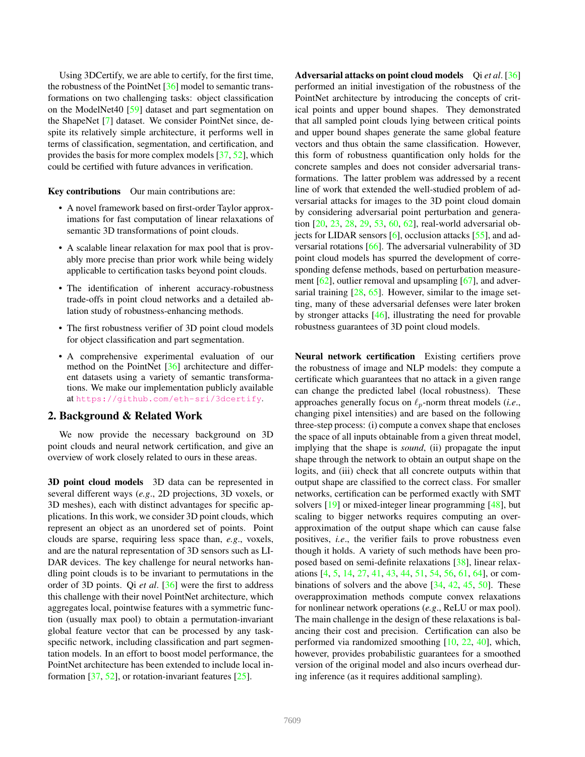Using 3DCertify, we are able to certify, for the first time, the robustness of the PointNet [36] model to semantic transformations on two challenging tasks: object classification on the ModelNet40 [59] dataset and part segmentation on the ShapeNet [7] dataset. We consider PointNet since, despite its relatively simple architecture, it performs well in terms of classification, segmentation, and certification, and provides the basis for more complex models [37, 52], which could be certified with future advances in verification.

**Key contributions** Our main contributions are:

- A novel framework based on first-order Taylor approximations for fast computation of linear relaxations of semantic 3D transformations of point clouds.
- A scalable linear relaxation for max pool that is provably more precise than prior work while being widely applicable to certification tasks beyond point clouds.
- The identification of inherent accuracy-robustness trade-offs in point cloud networks and a detailed ablation study of robustness-enhancing methods.
- The first robustness verifier of 3D point cloud models for object classification and part segmentation.
- A comprehensive experimental evaluation of our method on the PointNet [36] architecture and different datasets using a variety of semantic transformations. We make our implementation publicly available at https://github.com/eth-sri/3dcertify.

## 2. Background & Related Work

We now provide the necessary background on 3D point clouds and neural network certification, and give an overview of work closely related to ours in these areas.

**3D point cloud models** 3D data can be represented in several different ways (*e.g.*, 2D projections, 3D voxels, or 3D meshes), each with distinct advantages for specific applications. In this work, we consider 3D point clouds, which represent an object as an unordered set of points. Point clouds are sparse, requiring less space than, *e.g.*, voxels, and are the natural representation of 3D sensors such as LIDAR devices. The key challenge for neural networks handling point clouds is to be invariant to permutations in the order of 3D points. Qi *et al*. [36] were the first to address this challenge with their novel PointNet architecture, which aggregates local, pointwise features with a symmetric function (usually max pool) to obtain a permutation-invariant global feature vector that can be processed by any task-specific network, including classification and part segmentation models. In an effort to boost model performance, the PointNet architecture has been extended to include local information [37, 52], or rotation-invariant features [25].

**Adversarial attacks on point cloud models** Qi *et al*. [36] performed an initial investigation of the robustness of the PointNet architecture by introducing the concepts of critical points and upper bound shapes. They demonstrated that all sampled point clouds lying between critical points and upper bound shapes generate the same global feature vectors and thus obtain the same classification. However, this form of robustness quantification only holds for the concrete samples and does not consider adversarial transformations. The latter problem was addressed by a recent line of work that extended the well-studied problem of adversarial attacks for images to the 3D point cloud domain by considering adversarial point perturbation and generation [20, 23, 28, 29, 53, 60, 62], real-world adversarial objects for LIDAR sensors [6], occlusion attacks [55], and adversarial rotations [66]. The adversarial vulnerability of 3D point cloud models has spurred the development of corresponding defense methods, based on perturbation measurement [62], outlier removal and upsampling [67], and adversarial training [28, 65]. However, similar to the image setting, many of these adversarial defenses were later broken by stronger attacks [46], illustrating the need for provable robustness guarantees of 3D point cloud models.

**Neural network certification** Existing certifiers prove the robustness of image and NLP models: they compute a certificate which guarantees that no attack in a given range can change the predicted label (local robustness). These approaches generally focus on $\ell_p$-norm threat models (*i.e.*, changing pixel intensities) and are based on the following three-step process: (i) compute a convex shape that encloses the space of all inputs obtainable from a given threat model, implying that the shape is *sound*, (ii) propagate the input shape through the network to obtain an output shape on the logits, and (iii) check that all concrete outputs within that output shape are classified to the correct class. For smaller networks, certification can be performed exactly with SMT solvers [19] or mixed-integer linear programming [48], but scaling to bigger networks requires computing an overapproximation of the output shape which can cause false positives, *i.e.*, the verifier fails to prove robustness even though it holds. A variety of such methods have been proposed based on semi-definite relaxations [38], linear relaxations [4, 5, 14, 27, 41, 43, 44, 51, 54, 56, 61, 64], or combinations of solvers and the above [34, 42, 45, 50]. These overapproximation methods compute convex relaxations for nonlinear network operations (*e.g.*, ReLU or max pool). The main challenge in the design of these relaxations is balancing their cost and precision. Certification can also be performed via randomized smoothing [10, 22, 40], which, however, provides probabilistic guarantees for a smoothed version of the original model and also incurs overhead during inference (as it requires additional sampling).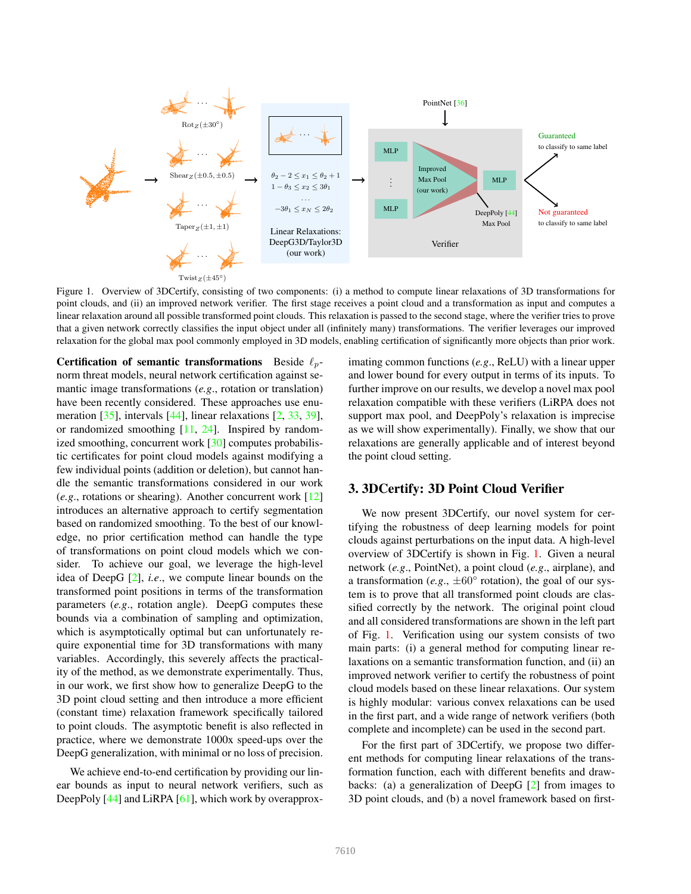Figure 1. Overview of 3DCertify, consisting of two components: (i) a method to compute linear relaxations of 3D transformations for point clouds, and (ii) an improved network verifier. The first stage receives a point cloud and a transformation as input and computes a linear relaxation around all possible transformed point clouds. This relaxation is passed to the second stage, where the verifier tries to prove that a given network correctly classifies the input object under all (infinitely many) transformations. The verifier leverages our improved relaxation for the global max pool commonly employed in 3D models, enabling certification of significantly more objects than prior work.

**Certification of semantic transformations** Beside $\ell_p$-norm threat models, neural network certification against semantic image transformations (*e.g.*, rotation or translation) have been recently considered. These approaches use enumeration [35], intervals [44], linear relaxations [2, 33, 39], or randomized smoothing [11, 24]. Inspired by randomized smoothing, concurrent work [30] computes probabilistic certificates for point cloud models against modifying a few individual points (addition or deletion), but cannot handle the semantic transformations considered in our work (*e.g.*, rotations or shearing). Another concurrent work [12] introduces an alternative approach to certify segmentation based on randomized smoothing. To the best of our knowledge, no prior certification method can handle the type of transformations on point cloud models which we consider. To achieve our goal, we leverage the high-level idea of DeepG [2], *i.e.*, we compute linear bounds on the transformed point positions in terms of the transformation parameters (*e.g.*, rotation angle). DeepG computes these bounds via a combination of sampling and optimization, which is asymptotically optimal but can unfortunately require exponential time for 3D transformations with many variables. Accordingly, this severely affects the practicality of the method, as we demonstrate experimentally. Thus, in our work, we first show how to generalize DeepG to the 3D point cloud setting and then introduce a more efficient (constant time) relaxation framework specifically tailored to point clouds. The asymptotic benefit is also reflected in practice, where we demonstrate 1000x speed-ups over the DeepG generalization, with minimal or no loss of precision.

We achieve end-to-end certification by providing our linear bounds as input to neural network verifiers, such as DeepPoly [44] and LiRPA [61], which work by overapproximating common functions (*e.g.*, ReLU) with a linear upper and lower bound for every output in terms of its inputs. To further improve on our results, we develop a novel max pool relaxation compatible with these verifiers (LiRPA does not support max pool, and DeepPoly's relaxation is imprecise as we will show experimentally). Finally, we show that our relaxations are generally applicable and of interest beyond the point cloud setting.

## 3. 3DCertify: 3D Point Cloud Verifier

We now present 3DCertify, our novel system for certifying the robustness of deep learning models for point clouds against perturbations on the input data. A high-level overview of 3DCertify is shown in Fig. 1. Given a neural network (*e.g.*, PointNet), a point cloud (*e.g.*, airplane), and a transformation (*e.g.*, $\pm 60°$ rotation), the goal of our system is to prove that all transformed point clouds are classified correctly by the network. The original point cloud and all considered transformations are shown in the left part of Fig. 1. Verification using our system consists of two main parts: (i) a general method for computing linear relaxations on a semantic transformation function, and (ii) an improved network verifier to certify the robustness of point cloud models based on these linear relaxations. Our system is highly modular: various convex relaxations can be used in the first part, and a wide range of network verifiers (both complete and incomplete) can be used in the second part.

For the first part of 3DCertify, we propose two different methods for computing linear relaxations of the transformation function, each with different benefits and drawbacks: (a) a generalization of DeepG [2] from images to 3D point clouds, and (b) a novel framework based on first-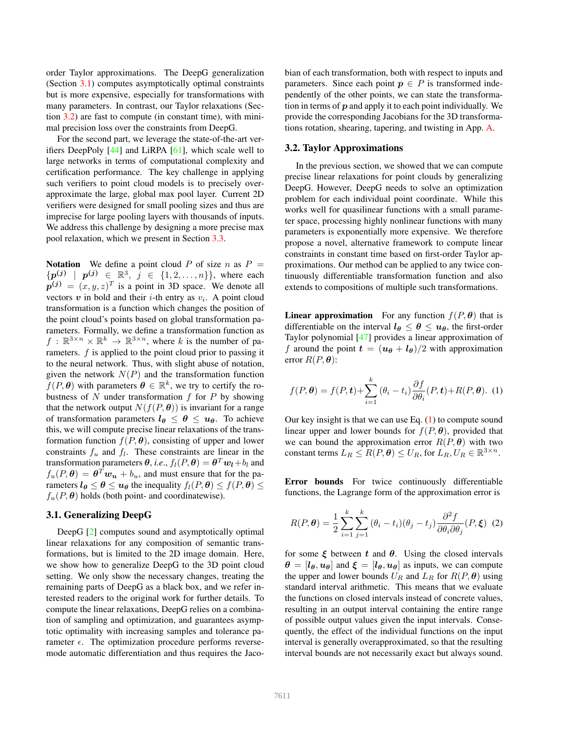order Taylor approximations. The DeepG generalization (Section 3.1) computes asymptotically optimal constraints but is more expensive, especially for transformations with many parameters. In contrast, our Taylor relaxations (Section 3.2) are fast to compute (in constant time), with minimal precision loss over the constraints from DeepG.

For the second part, we leverage the state-of-the-art verifiers DeepPoly [44] and LiRPA [61], which scale well to large networks in terms of computational complexity and certification performance. The key challenge in applying such verifiers to point cloud models is to precisely overapproximate the large, global max pool layer. Current 2D verifiers were designed for small pooling sizes and thus are imprecise for large pooling layers with thousands of inputs. We address this challenge by designing a more precise max pool relaxation, which we present in Section 3.3.

**Notation** We define a point cloud $P$ of size $n$ as $P = \{\boldsymbol{p^{(j)}} \mid \boldsymbol{p^{(j)}} \in \mathbb{R}^3,\ j \in \{1, 2, \dots, n\}\}$, where each $\boldsymbol{p^{(j)}} = (x, y, z)^T$ is a point in 3D space. We denote all vectors $\boldsymbol{v}$ in bold and their $i$-th entry as $v_i$. A point cloud transformation is a function which changes the position of the point cloud's points based on global transformation parameters. Formally, we define a transformation function as $f : \mathbb{R}^{3\times n} \times \mathbb{R}^k \to \mathbb{R}^{3\times n}$, where $k$ is the number of parameters. $f$ is applied to the point cloud prior to passing it to the neural network. Thus, with slight abuse of notation, given the network $N(P)$ and the transformation function $f(P, \boldsymbol{\theta})$ with parameters $\boldsymbol{\theta} \in \mathbb{R}^k$, we try to certify the robustness of $N$ under transformation $f$ for $P$ by showing that the network output $N(f(P, \boldsymbol{\theta}))$ is invariant for a range of transformation parameters $\boldsymbol{l_\theta} \leq \boldsymbol{\theta} \leq \boldsymbol{u_\theta}$. To achieve this, we will compute precise linear relaxations of the transformation function $f(P, \boldsymbol{\theta})$, consisting of upper and lower constraints $f_u$ and $f_l$. These constraints are linear in the transformation parameters $\boldsymbol{\theta}$, *i.e.*, $f_l(P, \boldsymbol{\theta}) = \boldsymbol{\theta}^T \boldsymbol{w_l} + b_l$ and $f_u(P, \boldsymbol{\theta}) = \boldsymbol{\theta}^T \boldsymbol{w_u} + b_u$, and must ensure that for the parameters $\boldsymbol{l_\theta} \leq \boldsymbol{\theta} \leq \boldsymbol{u_\theta}$ the inequality $f_l(P, \boldsymbol{\theta}) \leq f(P, \boldsymbol{\theta}) \leq f_u(P, \boldsymbol{\theta})$ holds (both point- and coordinatewise).

### 3.1. Generalizing DeepG

DeepG [2] computes sound and asymptotically optimal linear relaxations for any composition of semantic transformations, but is limited to the 2D image domain. Here, we show how to generalize DeepG to the 3D point cloud setting. We only show the necessary changes, treating the remaining parts of DeepG as a black box, and we refer interested readers to the original work for further details. To compute the linear relaxations, DeepG relies on a combination of sampling and optimization, and guarantees asymptotic optimality with increasing samples and tolerance parameter $\epsilon$. The optimization procedure performs reverse-mode automatic differentiation and thus requires the Jacobian of each transformation, both with respect to inputs and parameters. Since each point $\boldsymbol{p} \in P$ is transformed independently of the other points, we can state the transformation in terms of $\boldsymbol{p}$ and apply it to each point individually. We provide the corresponding Jacobians for the 3D transformations rotation, shearing, tapering, and twisting in App. A.

### 3.2. Taylor Approximations

In the previous section, we showed that we can compute precise linear relaxations for point clouds by generalizing DeepG. However, DeepG needs to solve an optimization problem for each individual point coordinate. While this works well for quasilinear functions with a small parameter space, processing highly nonlinear functions with many parameters is exponentially more expensive. We therefore propose a novel, alternative framework to compute linear constraints in constant time based on first-order Taylor approximations. Our method can be applied to any twice continuously differentiable transformation function and also extends to compositions of multiple such transformations.

**Linear approximation** For any function $f(P, \boldsymbol{\theta})$ that is differentiable on the interval $\boldsymbol{l_\theta} \leq \boldsymbol{\theta} \leq \boldsymbol{u_\theta}$, the first-order Taylor polynomial [47] provides a linear approximation of $f$ around the point $\boldsymbol{t} = (\boldsymbol{u_\theta} + \boldsymbol{l_\theta})/2$ with approximation error $R(P, \boldsymbol{\theta})$:

$$f(P, \boldsymbol{\theta}) = f(P, \boldsymbol{t}) + \sum_{i=1}^{k} (\theta_i - t_i) \frac{\partial f}{\partial \theta_i}(P, \boldsymbol{t}) + R(P, \boldsymbol{\theta}). \quad (1)$$

Our key insight is that we can use Eq. (1) to compute sound linear upper and lower bounds for $f(P, \boldsymbol{\theta})$, provided that we can bound the approximation error $R(P, \boldsymbol{\theta})$ with two constant terms $L_R \leq R(P, \boldsymbol{\theta}) \leq U_R$, for $L_R, U_R \in \mathbb{R}^{3\times n}$.

**Error bounds** For twice continuously differentiable functions, the Lagrange form of the approximation error is

$$R(P, \boldsymbol{\theta}) = \frac{1}{2} \sum_{i=1}^{k} \sum_{j=1}^{k} (\theta_i - t_i)(\theta_j - t_j) \frac{\partial^2 f}{\partial \theta_i \partial \theta_j}(P, \boldsymbol{\xi}) \quad (2)$$

for some $\boldsymbol{\xi}$ between $\boldsymbol{t}$ and $\boldsymbol{\theta}$. Using the closed intervals $\boldsymbol{\theta} = [\boldsymbol{l_\theta}, \boldsymbol{u_\theta}]$ and $\boldsymbol{\xi} = [\boldsymbol{l_\theta}, \boldsymbol{u_\theta}]$ as inputs, we can compute the upper and lower bounds $U_R$ and $L_R$ for $R(P, \boldsymbol{\theta})$ using standard interval arithmetic. This means that we evaluate the functions on closed intervals instead of concrete values, resulting in an output interval containing the entire range of possible output values given the input intervals. Consequently, the effect of the individual functions on the input interval is generally overapproximated, so that the resulting interval bounds are not necessarily exact but always sound.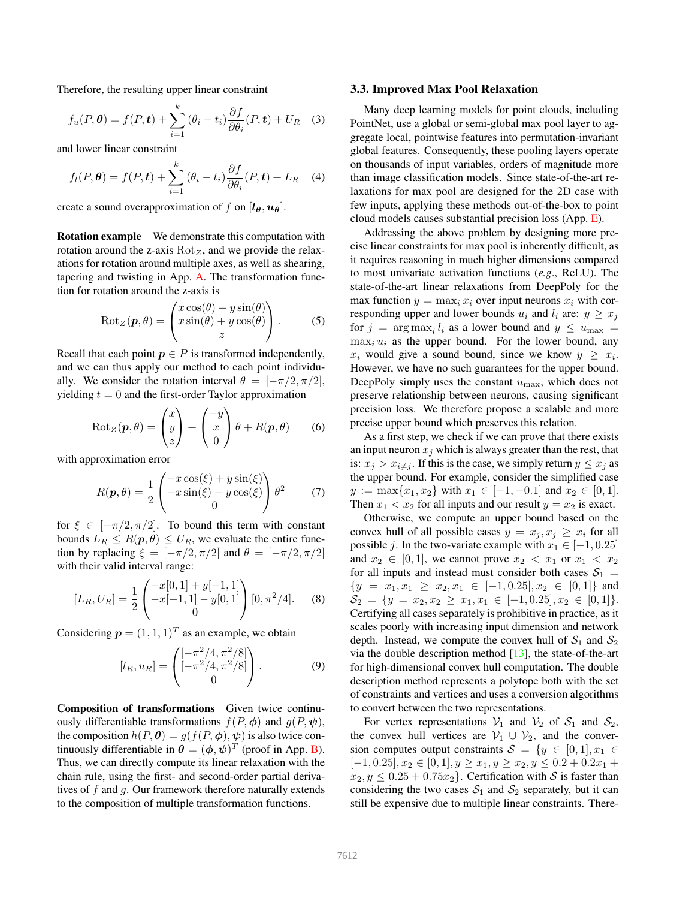Therefore, the resulting upper linear constraint

$$f_u(P, \boldsymbol{\theta}) = f(P, \boldsymbol{t}) + \sum_{i=1}^{k} (\theta_i - t_i) \frac{\partial f}{\partial \theta_i}(P, \boldsymbol{t}) + U_R \quad (3)$$

and lower linear constraint

$$f_l(P, \boldsymbol{\theta}) = f(P, \boldsymbol{t}) + \sum_{i=1}^{k} (\theta_i - t_i) \frac{\partial f}{\partial \theta_i}(P, \boldsymbol{t}) + L_R \quad (4)$$

create a sound overapproximation of $f$ on $[\boldsymbol{l_\theta}, \boldsymbol{u_\theta}]$.

**Rotation example** We demonstrate this computation with rotation around the z-axis $\text{Rot}_Z$, and we provide the relaxations for rotation around multiple axes, as well as shearing, tapering and twisting in App. A. The transformation function for rotation around the z-axis is

$$\text{Rot}_Z(\boldsymbol{p}, \theta) = \begin{pmatrix} x\cos(\theta) - y\sin(\theta) \\ x\sin(\theta) + y\cos(\theta) \\ z \end{pmatrix}. \quad (5)$$

Recall that each point $\boldsymbol{p} \in P$ is transformed independently, and we can thus apply our method to each point individually. We consider the rotation interval $\theta = [-\pi/2, \pi/2]$, yielding $t = 0$ and the first-order Taylor approximation

$$\text{Rot}_Z(\boldsymbol{p}, \theta) = \begin{pmatrix} x \\ y \\ z \end{pmatrix} + \begin{pmatrix} -y \\ x \\ 0 \end{pmatrix} \theta + R(\boldsymbol{p}, \theta) \quad (6)$$

with approximation error

$$R(\boldsymbol{p}, \theta) = \frac{1}{2} \begin{pmatrix} -x\cos(\xi) + y\sin(\xi) \\ -x\sin(\xi) - y\cos(\xi) \\ 0 \end{pmatrix} \theta^2 \quad (7)$$

for $\xi \in [-\pi/2, \pi/2]$. To bound this term with constant bounds $L_R \leq R(\boldsymbol{p}, \theta) \leq U_R$, we evaluate the entire function by replacing $\xi = [-\pi/2, \pi/2]$ and $\theta = [-\pi/2, \pi/2]$ with their valid interval range:

$$[L_R, U_R] = \frac{1}{2} \begin{pmatrix} -x[0,1] + y[-1,1] \\ -x[-1,1] - y[0,1] \\ 0 \end{pmatrix} [0, \pi^2/4]. \quad (8)$$

Considering $\boldsymbol{p} = (1, 1, 1)^T$ as an example, we obtain

$$[l_R, u_R] = \begin{pmatrix} [-\pi^2/4, \pi^2/8] \\ [-\pi^2/4, \pi^2/8] \\ 0 \end{pmatrix}. \quad (9)$$

**Composition of transformations** Given twice continuously differentiable transformations $f(P, \boldsymbol{\phi})$ and $g(P, \boldsymbol{\psi})$, the composition $h(P, \boldsymbol{\theta}) = g(f(P, \boldsymbol{\phi}), \boldsymbol{\psi})$ is also twice continuously differentiable in $\boldsymbol{\theta} = (\boldsymbol{\phi}, \boldsymbol{\psi})^T$ (proof in App. B). Thus, we can directly compute its linear relaxation with the chain rule, using the first- and second-order partial derivatives of $f$ and $g$. Our framework therefore naturally extends to the composition of multiple transformation functions.

### 3.3. Improved Max Pool Relaxation

Many deep learning models for point clouds, including PointNet, use a global or semi-global max pool layer to aggregate local, pointwise features into permutation-invariant global features. Consequently, these pooling layers operate on thousands of input variables, orders of magnitude more than image classification models. Since state-of-the-art relaxations for max pool are designed for the 2D case with few inputs, applying these methods out-of-the-box to point cloud models causes substantial precision loss (App. E).

Addressing the above problem by designing more precise linear constraints for max pool is inherently difficult, as it requires reasoning in much higher dimensions compared to most univariate activation functions (*e.g.*, ReLU). The state-of-the-art linear relaxations from DeepPoly for the max function $y = \max_i x_i$ over input neurons $x_i$ with corresponding upper and lower bounds $u_i$ and $l_i$ are: $y \geq x_j$ for $j = \arg\max_i l_i$ as a lower bound and $y \leq u_{\max} = \max_i u_i$ as the upper bound. For the lower bound, any $x_i$ would give a sound bound, since we know $y \geq x_i$. However, we have no such guarantees for the upper bound. DeepPoly simply uses the constant $u_{\max}$, which does not preserve relationship between neurons, causing significant precision loss. We therefore propose a scalable and more precise upper bound which preserves this relation.

As a first step, we check if we can prove that there exists an input neuron $x_j$ which is always greater than the rest, that is: $x_j > x_{i \neq j}$. If this is the case, we simply return $y \leq x_j$ as the upper bound. For example, consider the simplified case $y := \max\{x_1, x_2\}$ with $x_1 \in [-1, -0.1]$ and $x_2 \in [0, 1]$. Then $x_1 < x_2$ for all inputs and our result $y = x_2$ is exact.

Otherwise, we compute an upper bound based on the convex hull of all possible cases $y = x_j, x_j \geq x_i$ for all possible $j$. In the two-variate example with $x_1 \in [-1, 0.25]$ and $x_2 \in [0, 1]$, we cannot prove $x_2 < x_1$ or $x_1 < x_2$ for all inputs and instead must consider both cases $\mathcal{S}_1 = \{y = x_1, x_1 \geq x_2, x_1 \in [-1, 0.25], x_2 \in [0, 1]\}$ and $\mathcal{S}_2 = \{y = x_2, x_2 \geq x_1, x_1 \in [-1, 0.25], x_2 \in [0, 1]\}$. Certifying all cases separately is prohibitive in practice, as it scales poorly with increasing input dimension and network depth. Instead, we compute the convex hull of $\mathcal{S}_1$ and $\mathcal{S}_2$ via the double description method [13], the state-of-the-art for high-dimensional convex hull computation. The double description method represents a polytope both with the set of constraints and vertices and uses a conversion algorithms to convert between the two representations.

For vertex representations $\mathcal{V}_1$ and $\mathcal{V}_2$ of $\mathcal{S}_1$ and $\mathcal{S}_2$, the convex hull vertices are $\mathcal{V}_1 \cup \mathcal{V}_2$, and the conversion computes output constraints $\mathcal{S} = \{y \in [0, 1], x_1 \in [-1, 0.25], x_2 \in [0, 1], y \geq x_1, y \geq x_2, y \leq 0.2 + 0.2x_1 + x_2, y \leq 0.25 + 0.75x_2\}$. Certification with $\mathcal{S}$ is faster than considering the two cases $\mathcal{S}_1$ and $\mathcal{S}_2$ separately, but it can still be expensive due to multiple linear constraints. There-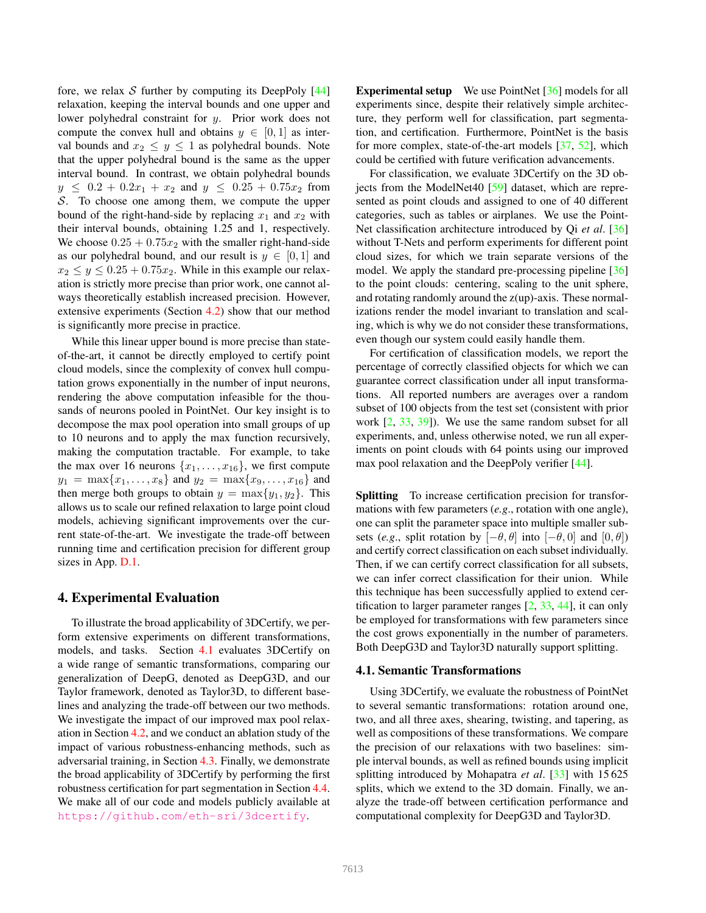fore, we relax $\mathcal{S}$ further by computing its DeepPoly [44] relaxation, keeping the interval bounds and one upper and lower polyhedral constraint for $y$. Prior work does not compute the convex hull and obtains $y \in [0, 1]$ as interval bounds and $x_2 \leq y \leq 1$ as polyhedral bounds. Note that the upper polyhedral bound is the same as the upper interval bound. In contrast, we obtain polyhedral bounds $y \leq 0.2 + 0.2x_1 + x_2$ and $y \leq 0.25 + 0.75x_2$ from $\mathcal{S}$. To choose one among them, we compute the upper bound of the right-hand-side by replacing $x_1$ and $x_2$ with their interval bounds, obtaining 1.25 and 1, respectively. We choose $0.25 + 0.75x_2$ with the smaller right-hand-side as our polyhedral bound, and our result is $y \in [0, 1]$ and $x_2 \leq y \leq 0.25 + 0.75x_2$. While in this example our relaxation is strictly more precise than prior work, one cannot always theoretically establish increased precision. However, extensive experiments (Section 4.2) show that our method is significantly more precise in practice.

While this linear upper bound is more precise than state-of-the-art, it cannot be directly employed to certify point cloud models, since the complexity of convex hull computation grows exponentially in the number of input neurons, rendering the above computation infeasible for the thousands of neurons pooled in PointNet. Our key insight is to decompose the max pool operation into small groups of up to 10 neurons and to apply the max function recursively, making the computation tractable. For example, to take the max over 16 neurons $\{x_1, \ldots, x_{16}\}$, we first compute $y_1 = \max\{x_1, \ldots, x_8\}$ and $y_2 = \max\{x_9, \ldots, x_{16}\}$ and then merge both groups to obtain $y = \max\{y_1, y_2\}$. This allows us to scale our refined relaxation to large point cloud models, achieving significant improvements over the current state-of-the-art. We investigate the trade-off between running time and certification precision for different group sizes in App. D.1.

## 4. Experimental Evaluation

To illustrate the broad applicability of 3DCertify, we perform extensive experiments on different transformations, models, and tasks. Section 4.1 evaluates 3DCertify on a wide range of semantic transformations, comparing our generalization of DeepG, denoted as DeepG3D, and our Taylor framework, denoted as Taylor3D, to different baselines and analyzing the trade-off between our two methods. We investigate the impact of our improved max pool relaxation in Section 4.2, and we conduct an ablation study of the impact of various robustness-enhancing methods, such as adversarial training, in Section 4.3. Finally, we demonstrate the broad applicability of 3DCertify by performing the first robustness certification for part segmentation in Section 4.4. We make all of our code and models publicly available at https://github.com/eth-sri/3dcertify.

**Experimental setup** We use PointNet [36] models for all experiments since, despite their relatively simple architecture, they perform well for classification, part segmentation, and certification. Furthermore, PointNet is the basis for more complex, state-of-the-art models [37, 52], which could be certified with future verification advancements.

For classification, we evaluate 3DCertify on the 3D objects from the ModelNet40 [59] dataset, which are represented as point clouds and assigned to one of 40 different categories, such as tables or airplanes. We use the PointNet classification architecture introduced by Qi *et al*. [36] without T-Nets and perform experiments for different point cloud sizes, for which we train separate versions of the model. We apply the standard pre-processing pipeline [36] to the point clouds: centering, scaling to the unit sphere, and rotating randomly around the z(up)-axis. These normalizations render the model invariant to translation and scaling, which is why we do not consider these transformations, even though our system could easily handle them.

For certification of classification models, we report the percentage of correctly classified objects for which we can guarantee correct classification under all input transformations. All reported numbers are averages over a random subset of 100 objects from the test set (consistent with prior work [2, 33, 39]). We use the same random subset for all experiments, and, unless otherwise noted, we run all experiments on point clouds with 64 points using our improved max pool relaxation and the DeepPoly verifier [44].

**Splitting** To increase certification precision for transformations with few parameters (*e.g.*, rotation with one angle), one can split the parameter space into multiple smaller subsets (*e.g.*, split rotation by $[-\theta, \theta]$ into $[-\theta, 0]$ and $[0, \theta]$) and certify correct classification on each subset individually. Then, if we can certify correct classification for all subsets, we can infer correct classification for their union. While this technique has been successfully applied to extend certification to larger parameter ranges [2, 33, 44], it can only be employed for transformations with few parameters since the cost grows exponentially in the number of parameters. Both DeepG3D and Taylor3D naturally support splitting.

### 4.1. Semantic Transformations

Using 3DCertify, we evaluate the robustness of PointNet to several semantic transformations: rotation around one, two, and all three axes, shearing, twisting, and tapering, as well as compositions of these transformations. We compare the precision of our relaxations with two baselines: simple interval bounds, as well as refined bounds using implicit splitting introduced by Mohapatra *et al*. [33] with 15 625 splits, which we extend to the 3D domain. Finally, we analyze the trade-off between certification performance and computational complexity for DeepG3D and Taylor3D.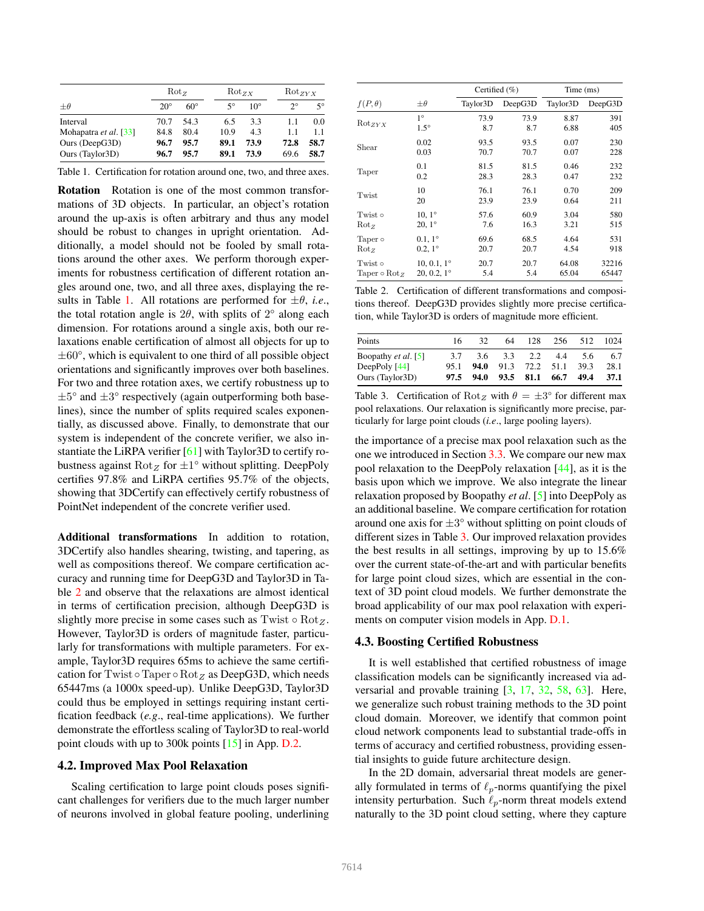| $\pm\theta$ | $\text{Rot}_Z$ | | $\text{Rot}_{ZX}$ | | $\text{Rot}_{ZYX}$ | |
|---|---|---|---|---|---|---|
| | $20°$ | $60°$ | $5°$ | $10°$ | $2°$ | $5°$ |
| Interval | 70.7 | 54.3 | 6.5 | 3.3 | 1.1 | 0.0 |
| Mohapatra *et al.* [33] | 84.8 | 80.4 | 10.9 | 4.3 | 1.1 | 1.1 |
| Ours (DeepG3D) | **96.7** | **95.7** | **89.1** | **73.9** | **72.8** | **58.7** |
| Ours (Taylor3D) | **96.7** | **95.7** | **89.1** | **73.9** | 69.6 | **58.7** |

Table 1. Certification for rotation around one, two, and three axes.

**Rotation** Rotation is one of the most common transformations of 3D objects. In particular, an object's rotation around the up-axis is often arbitrary and thus any model should be robust to changes in upright orientation. Additionally, a model should not be fooled by small rotations around the other axes. We perform thorough experiments for robustness certification of different rotation angles around one, two, and all three axes, displaying the results in Table 1. All rotations are performed for $\pm\theta$, *i.e.*, the total rotation angle is $2\theta$, with splits of $2°$ along each dimension. For rotations around a single axis, both our relaxations enable certification of almost all objects for up to $\pm 60°$, which is equivalent to one third of all possible object orientations and significantly improves over both baselines. For two and three rotation axes, we certify robustness up to $\pm 5°$ and $\pm 3°$ respectively (again outperforming both baselines), since the number of splits required scales exponentially, as discussed above. Finally, to demonstrate that our system is independent of the concrete verifier, we also instantiate the LiRPA verifier [61] with Taylor3D to certify robustness against $\text{Rot}_Z$ for $\pm 1°$ without splitting. DeepPoly certifies 97.8% and LiRPA certifies 95.7% of the objects, showing that 3DCertify can effectively certify robustness of PointNet independent of the concrete verifier used.

**Additional transformations** In addition to rotation, 3DCertify also handles shearing, twisting, and tapering, as well as compositions thereof. We compare certification accuracy and running time for DeepG3D and Taylor3D in Table 2 and observe that the relaxations are almost identical in terms of certification precision, although DeepG3D is slightly more precise in some cases such as $\text{Twist} \circ \text{Rot}_Z$. However, Taylor3D is orders of magnitude faster, particularly for transformations with multiple parameters. For example, Taylor3D requires 65ms to achieve the same certification for $\text{Twist} \circ \text{Taper} \circ \text{Rot}_Z$ as DeepG3D, which needs 65447ms (a 1000x speed-up). Unlike DeepG3D, Taylor3D could thus be employed in settings requiring instant certification feedback (*e.g.*, real-time applications). We further demonstrate the effortless scaling of Taylor3D to real-world point clouds with up to 300k points [15] in App. D.2.

## 4.2. Improved Max Pool Relaxation

Scaling certification to large point clouds poses significant challenges for verifiers due to the much larger number of neurons involved in global feature pooling, underlining

| $f(P, \theta)$ | $\pm\theta$ | Certified (%) | | Time (ms) | |
|---|---|---|---|---|---|
| | | Taylor3D | DeepG3D | Taylor3D | DeepG3D |
| $\text{Rot}_{ZYX}$ | $1°$ | 73.9 | 73.9 | 8.87 | 391 |
| | $1.5°$ | 8.7 | 8.7 | 6.88 | 405 |
| Shear | 0.02 | 93.5 | 93.5 | 0.07 | 230 |
| | 0.03 | 70.7 | 70.7 | 0.07 | 228 |
| Taper | 0.1 | 81.5 | 81.5 | 0.46 | 232 |
| | 0.2 | 28.3 | 28.3 | 0.47 | 232 |
| Twist | 10 | 76.1 | 76.1 | 0.70 | 209 |
| | 20 | 23.9 | 23.9 | 0.64 | 211 |
| $\text{Twist} \circ \text{Rot}_Z$ | $10, 1°$ | 57.6 | 60.9 | 3.04 | 580 |
| | $20, 1°$ | 7.6 | 16.3 | 3.21 | 515 |
| $\text{Taper} \circ \text{Rot}_Z$ | $0.1, 1°$ | 69.6 | 68.5 | 4.64 | 531 |
| | $0.2, 1°$ | 20.7 | 20.7 | 4.54 | 918 |
| $\text{Twist} \circ \text{Taper} \circ \text{Rot}_Z$ | $10, 0.1, 1°$ | 20.7 | 20.7 | 64.08 | 32216 |
| | $20, 0.2, 1°$ | 5.4 | 5.4 | 65.04 | 65447 |

Table 2. Certification of different transformations and compositions thereof. DeepG3D provides slightly more precise certification, while Taylor3D is orders of magnitude more efficient.

| Points | 16 | 32 | 64 | 128 | 256 | 512 | 1024 |
|---|---|---|---|---|---|---|---|
| Boopathy *et al.* [5] | 3.7 | 3.6 | 3.3 | 2.2 | 4.4 | 5.6 | 6.7 |
| DeepPoly [44] | 95.1 | **94.0** | 91.3 | 72.2 | 51.1 | 39.3 | 28.1 |
| Ours (Taylor3D) | **97.5** | **94.0** | **93.5** | **81.1** | **66.7** | **49.4** | **37.1** |

Table 3. Certification of $\text{Rot}_Z$ with $\theta = \pm 3°$ for different max pool relaxations. Our relaxation is significantly more precise, particularly for large point clouds (*i.e.*, large pooling layers).

the importance of a precise max pool relaxation such as the one we introduced in Section 3.3. We compare our new max pool relaxation to the DeepPoly relaxation [44], as it is the basis upon which we improve. We also integrate the linear relaxation proposed by Boopathy *et al.* [5] into DeepPoly as an additional baseline. We compare certification for rotation around one axis for $\pm 3°$ without splitting on point clouds of different sizes in Table 3. Our improved relaxation provides the best results in all settings, improving by up to 15.6% over the current state-of-the-art and with particular benefits for large point cloud sizes, which are essential in the context of 3D point cloud models. We further demonstrate the broad applicability of our max pool relaxation with experiments on computer vision models in App. D.1.

## 4.3. Boosting Certified Robustness

It is well established that certified robustness of image classification models can be significantly increased via adversarial and provable training [3, 17, 32, 58, 63]. Here, we generalize such robust training methods to the 3D point cloud domain. Moreover, we identify that common point cloud network components lead to substantial trade-offs in terms of accuracy and certified robustness, providing essential insights to guide future architecture design.

In the 2D domain, adversarial threat models are generally formulated in terms of $\ell_p$-norms quantifying the pixel intensity perturbation. Such $\ell_p$-norm threat models extend naturally to the 3D point cloud setting, where they capture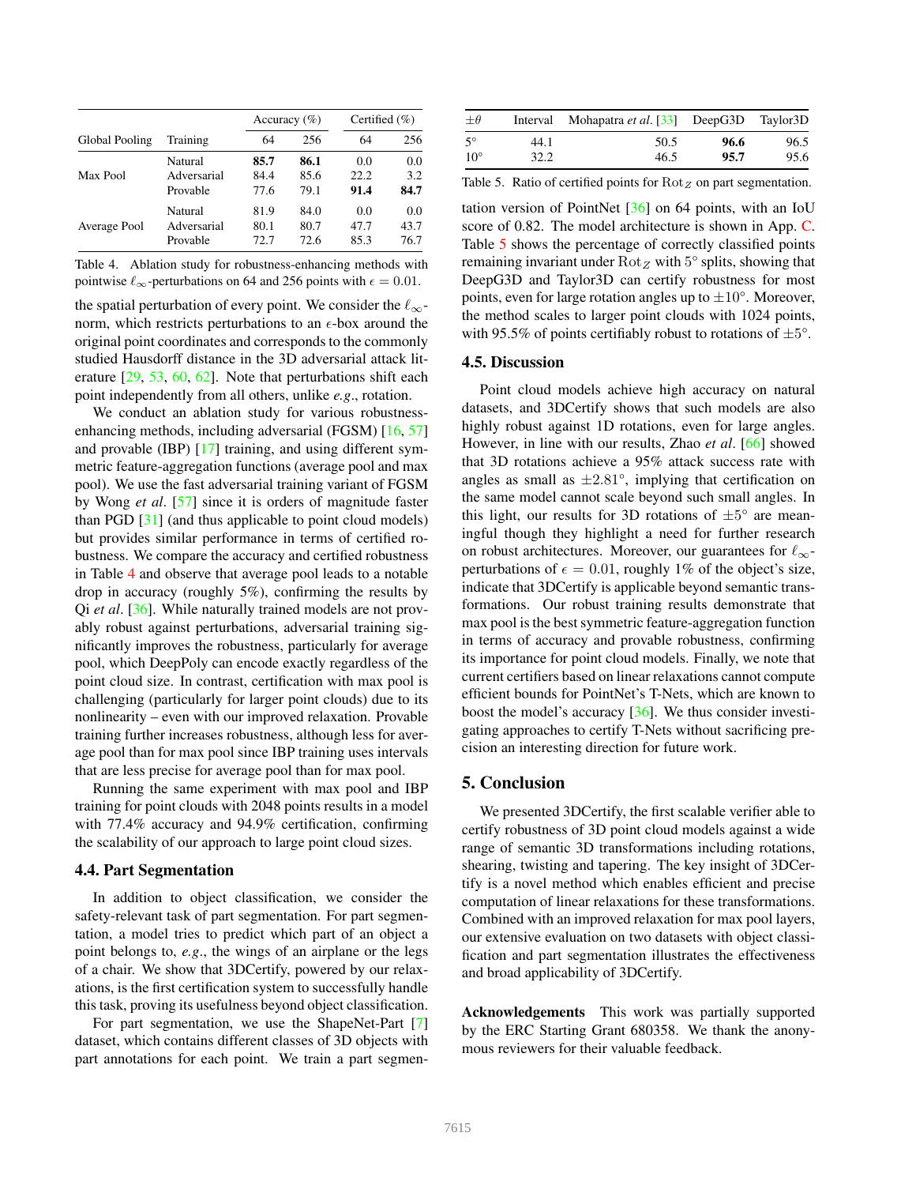| Global Pooling | Training | Accuracy (%) | | Certified (%) | |
|---|---|---|---|---|---|
| | | 64 | 256 | 64 | 256 |
| Max Pool | Natural | **85.7** | **86.1** | 0.0 | 0.0 |
| | Adversarial | 84.4 | 85.6 | 22.2 | 3.2 |
| | Provable | 77.6 | 79.1 | **91.4** | **84.7** |
| Average Pool | Natural | 81.9 | 84.0 | 0.0 | 0.0 |
| | Adversarial | 80.1 | 80.7 | 47.7 | 43.7 |
| | Provable | 72.7 | 72.6 | 85.3 | 76.7 |

Table 4. Ablation study for robustness-enhancing methods with pointwise $\ell_\infty$-perturbations on 64 and 256 points with $\epsilon = 0.01$.

the spatial perturbation of every point. We consider the $\ell_\infty$-norm, which restricts perturbations to an $\epsilon$-box around the original point coordinates and corresponds to the commonly studied Hausdorff distance in the 3D adversarial attack literature [29, 53, 60, 62]. Note that perturbations shift each point independently from all others, unlike *e.g.*, rotation.

We conduct an ablation study for various robustness-enhancing methods, including adversarial (FGSM) [16, 57] and provable (IBP) [17] training, and using different symmetric feature-aggregation functions (average pool and max pool). We use the fast adversarial training variant of FGSM by Wong *et al*. [57] since it is orders of magnitude faster than PGD [31] (and thus applicable to point cloud models) but provides similar performance in terms of certified robustness. We compare the accuracy and certified robustness in Table 4 and observe that average pool leads to a notable drop in accuracy (roughly 5%), confirming the results by Qi *et al*. [36]. While naturally trained models are not provably robust against perturbations, adversarial training significantly improves the robustness, particularly for average pool, which DeepPoly can encode exactly regardless of the point cloud size. In contrast, certification with max pool is challenging (particularly for larger point clouds) due to its nonlinearity – even with our improved relaxation. Provable training further increases robustness, although less for average pool than for max pool since IBP training uses intervals that are less precise for average pool than for max pool.

Running the same experiment with max pool and IBP training for point clouds with 2048 points results in a model with 77.4% accuracy and 94.9% certification, confirming the scalability of our approach to large point cloud sizes.

### 4.4. Part Segmentation

In addition to object classification, we consider the safety-relevant task of part segmentation. For part segmentation, a model tries to predict which part of an object a point belongs to, *e.g*., the wings of an airplane or the legs of a chair. We show that 3DCertify, powered by our relaxations, is the first certification system to successfully handle this task, proving its usefulness beyond object classification.

For part segmentation, we use the ShapeNet-Part [7] dataset, which contains different classes of 3D objects with part annotations for each point. We train a part segmentation version of PointNet [36] on 64 points, with an IoU score of 0.82. The model architecture is shown in App. C. Table 5 shows the percentage of correctly classified points remaining invariant under $\text{Rot}_Z$ with $5°$ splits, showing that DeepG3D and Taylor3D can certify robustness for most points, even for large rotation angles up to $\pm 10°$. Moreover, the method scales to larger point clouds with 1024 points, with 95.5% of points certifiably robust to rotations of $\pm 5°$.

| $\pm\theta$ | Interval | Mohapatra *et al*. [33] | DeepG3D | Taylor3D |
|---|---|---|---|---|
| $5°$ | 44.1 | 50.5 | **96.6** | 96.5 |
| $10°$ | 32.2 | 46.5 | **95.7** | 95.6 |

Table 5. Ratio of certified points for $\text{Rot}_Z$ on part segmentation.

### 4.5. Discussion

Point cloud models achieve high accuracy on natural datasets, and 3DCertify shows that such models are also highly robust against 1D rotations, even for large angles. However, in line with our results, Zhao *et al*. [66] showed that 3D rotations achieve a 95% attack success rate with angles as small as $\pm 2.81°$, implying that certification on the same model cannot scale beyond such small angles. In this light, our results for 3D rotations of $\pm 5°$ are meaningful though they highlight a need for further research on robust architectures. Moreover, our guarantees for $\ell_\infty$-perturbations of $\epsilon = 0.01$, roughly 1% of the object's size, indicate that 3DCertify is applicable beyond semantic transformations. Our robust training results demonstrate that max pool is the best symmetric feature-aggregation function in terms of accuracy and provable robustness, confirming its importance for point cloud models. Finally, we note that current certifiers based on linear relaxations cannot compute efficient bounds for PointNet's T-Nets, which are known to boost the model's accuracy [36]. We thus consider investigating approaches to certify T-Nets without sacrificing precision an interesting direction for future work.

## 5. Conclusion

We presented 3DCertify, the first scalable verifier able to certify robustness of 3D point cloud models against a wide range of semantic 3D transformations including rotations, shearing, twisting and tapering. The key insight of 3DCertify is a novel method which enables efficient and precise computation of linear relaxations for these transformations. Combined with an improved relaxation for max pool layers, our extensive evaluation on two datasets with object classification and part segmentation illustrates the effectiveness and broad applicability of 3DCertify.

**Acknowledgements** This work was partially supported by the ERC Starting Grant 680358. We thank the anonymous reviewers for their valuable feedback.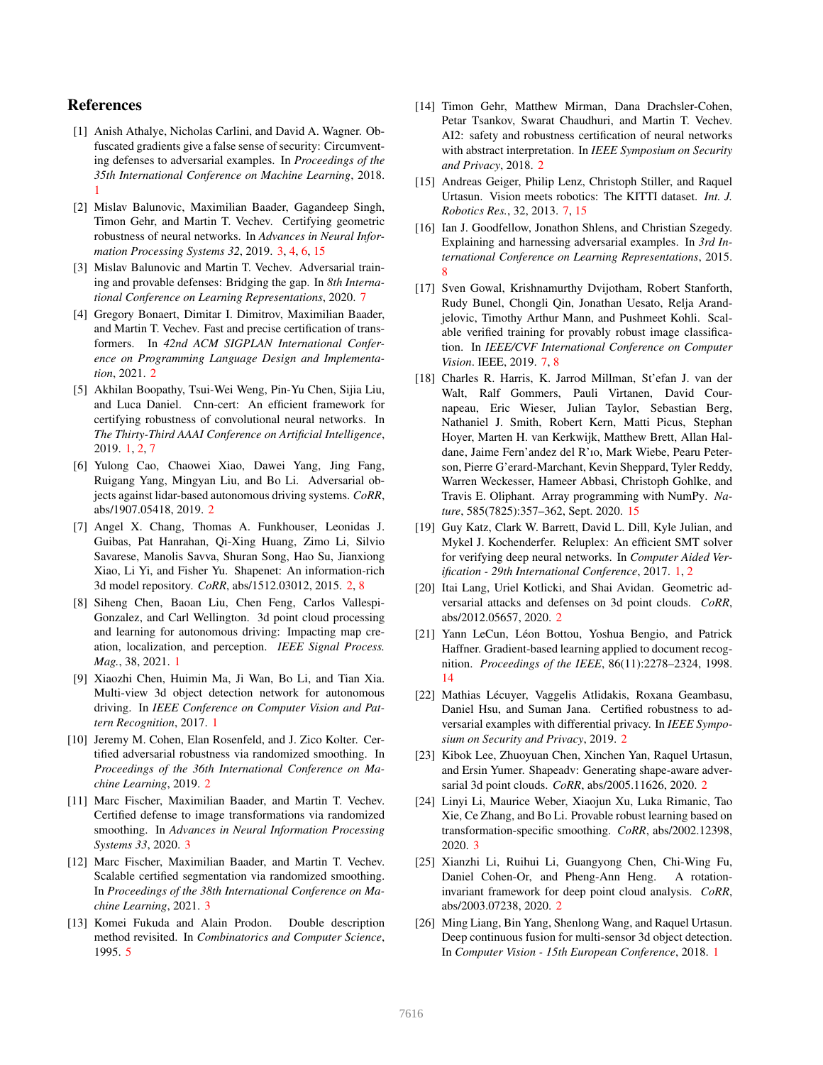## References

[1] Anish Athalye, Nicholas Carlini, and David A. Wagner. Obfuscated gradients give a false sense of security: Circumventing defenses to adversarial examples. In *Proceedings of the 35th International Conference on Machine Learning*, 2018. 1

[2] Mislav Balunovic, Maximilian Baader, Gagandeep Singh, Timon Gehr, and Martin T. Vechev. Certifying geometric robustness of neural networks. In *Advances in Neural Information Processing Systems 32*, 2019. 3, 4, 6, 15

[3] Mislav Balunovic and Martin T. Vechev. Adversarial training and provable defenses: Bridging the gap. In *8th International Conference on Learning Representations*, 2020. 7

[4] Gregory Bonaert, Dimitar I. Dimitrov, Maximilian Baader, and Martin T. Vechev. Fast and precise certification of transformers. In *42nd ACM SIGPLAN International Conference on Programming Language Design and Implementation*, 2021. 2

[5] Akhilan Boopathy, Tsui-Wei Weng, Pin-Yu Chen, Sijia Liu, and Luca Daniel. Cnn-cert: An efficient framework for certifying robustness of convolutional neural networks. In *The Thirty-Third AAAI Conference on Artificial Intelligence*, 2019. 1, 2, 7

[6] Yulong Cao, Chaowei Xiao, Dawei Yang, Jing Fang, Ruigang Yang, Mingyan Liu, and Bo Li. Adversarial objects against lidar-based autonomous driving systems. *CoRR*, abs/1907.05418, 2019. 2

[7] Angel X. Chang, Thomas A. Funkhouser, Leonidas J. Guibas, Pat Hanrahan, Qi-Xing Huang, Zimo Li, Silvio Savarese, Manolis Savva, Shuran Song, Hao Su, Jianxiong Xiao, Li Yi, and Fisher Yu. Shapenet: An information-rich 3d model repository. *CoRR*, abs/1512.03012, 2015. 2, 8

[8] Siheng Chen, Baoan Liu, Chen Feng, Carlos Vallespi-Gonzalez, and Carl Wellington. 3d point cloud processing and learning for autonomous driving: Impacting map creation, localization, and perception. *IEEE Signal Process. Mag.*, 38, 2021. 1

[9] Xiaozhi Chen, Huimin Ma, Ji Wan, Bo Li, and Tian Xia. Multi-view 3d object detection network for autonomous driving. In *IEEE Conference on Computer Vision and Pattern Recognition*, 2017. 1

[10] Jeremy M. Cohen, Elan Rosenfeld, and J. Zico Kolter. Certified adversarial robustness via randomized smoothing. In *Proceedings of the 36th International Conference on Machine Learning*, 2019. 2

[11] Marc Fischer, Maximilian Baader, and Martin T. Vechev. Certified defense to image transformations via randomized smoothing. In *Advances in Neural Information Processing Systems 33*, 2020. 3

[12] Marc Fischer, Maximilian Baader, and Martin T. Vechev. Scalable certified segmentation via randomized smoothing. In *Proceedings of the 38th International Conference on Machine Learning*, 2021. 3

[13] Komei Fukuda and Alain Prodon. Double description method revisited. In *Combinatorics and Computer Science*, 1995. 5

[14] Timon Gehr, Matthew Mirman, Dana Drachsler-Cohen, Petar Tsankov, Swarat Chaudhuri, and Martin T. Vechev. AI2: safety and robustness certification of neural networks with abstract interpretation. In *IEEE Symposium on Security and Privacy*, 2018. 2

[15] Andreas Geiger, Philip Lenz, Christoph Stiller, and Raquel Urtasun. Vision meets robotics: The KITTI dataset. *Int. J. Robotics Res.*, 32, 2013. 7, 15

[16] Ian J. Goodfellow, Jonathon Shlens, and Christian Szegedy. Explaining and harnessing adversarial examples. In *3rd International Conference on Learning Representations*, 2015. 8

[17] Sven Gowal, Krishnamurthy Dvijotham, Robert Stanforth, Rudy Bunel, Chongli Qin, Jonathan Uesato, Relja Arandjelovic, Timothy Arthur Mann, and Pushmeet Kohli. Scalable verified training for provably robust image classification. In *IEEE/CVF International Conference on Computer Vision*. IEEE, 2019. 7, 8

[18] Charles R. Harris, K. Jarrod Millman, St'efan J. van der Walt, Ralf Gommers, Pauli Virtanen, David Cournapeau, Eric Wieser, Julian Taylor, Sebastian Berg, Nathaniel J. Smith, Robert Kern, Matti Picus, Stephan Hoyer, Marten H. van Kerkwijk, Matthew Brett, Allan Haldane, Jaime Fern'andez del R'ıo, Mark Wiebe, Pearu Peterson, Pierre G'erard-Marchant, Kevin Sheppard, Tyler Reddy, Warren Weckesser, Hameer Abbasi, Christoph Gohlke, and Travis E. Oliphant. Array programming with NumPy. *Nature*, 585(7825):357–362, Sept. 2020. 15

[19] Guy Katz, Clark W. Barrett, David L. Dill, Kyle Julian, and Mykel J. Kochenderfer. Reluplex: An efficient SMT solver for verifying deep neural networks. In *Computer Aided Verification - 29th International Conference*, 2017. 1, 2

[20] Itai Lang, Uriel Kotlicki, and Shai Avidan. Geometric adversarial attacks and defenses on 3d point clouds. *CoRR*, abs/2012.05657, 2020. 2

[21] Yann LeCun, Léon Bottou, Yoshua Bengio, and Patrick Haffner. Gradient-based learning applied to document recognition. *Proceedings of the IEEE*, 86(11):2278–2324, 1998. 14

[22] Mathias Lécuyer, Vaggelis Atlidakis, Roxana Geambasu, Daniel Hsu, and Suman Jana. Certified robustness to adversarial examples with differential privacy. In *IEEE Symposium on Security and Privacy*, 2019. 2

[23] Kibok Lee, Zhuoyuan Chen, Xinchen Yan, Raquel Urtasun, and Ersin Yumer. Shapeadv: Generating shape-aware adversarial 3d point clouds. *CoRR*, abs/2005.11626, 2020. 2

[24] Linyi Li, Maurice Weber, Xiaojun Xu, Luka Rimanic, Tao Xie, Ce Zhang, and Bo Li. Provable robust learning based on transformation-specific smoothing. *CoRR*, abs/2002.12398, 2020. 3

[25] Xianzhi Li, Ruihui Li, Guangyong Chen, Chi-Wing Fu, Daniel Cohen-Or, and Pheng-Ann Heng. A rotation-invariant framework for deep point cloud analysis. *CoRR*, abs/2003.07238, 2020. 2

[26] Ming Liang, Bin Yang, Shenlong Wang, and Raquel Urtasun. Deep continuous fusion for multi-sensor 3d object detection. In *Computer Vision - 15th European Conference*, 2018. 1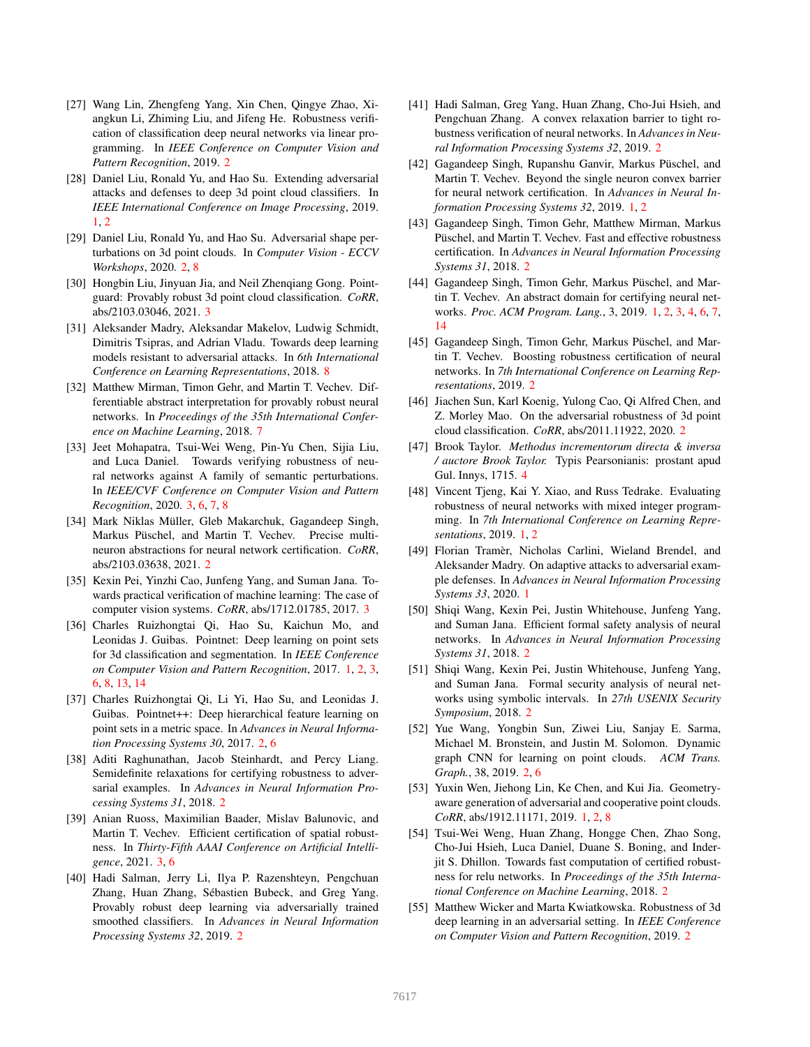[27] Wang Lin, Zhengfeng Yang, Xin Chen, Qingye Zhao, Xiangkun Li, Zhiming Liu, and Jifeng He. Robustness verification of classification deep neural networks via linear programming. In *IEEE Conference on Computer Vision and Pattern Recognition*, 2019. 2

[28] Daniel Liu, Ronald Yu, and Hao Su. Extending adversarial attacks and defenses to deep 3d point cloud classifiers. In *IEEE International Conference on Image Processing*, 2019. 1, 2

[29] Daniel Liu, Ronald Yu, and Hao Su. Adversarial shape perturbations on 3d point clouds. In *Computer Vision - ECCV Workshops*, 2020. 2, 8

[30] Hongbin Liu, Jinyuan Jia, and Neil Zhenqiang Gong. Pointguard: Provably robust 3d point cloud classification. *CoRR*, abs/2103.03046, 2021. 3

[31] Aleksander Madry, Aleksandar Makelov, Ludwig Schmidt, Dimitris Tsipras, and Adrian Vladu. Towards deep learning models resistant to adversarial attacks. In *6th International Conference on Learning Representations*, 2018. 8

[32] Matthew Mirman, Timon Gehr, and Martin T. Vechev. Differentiable abstract interpretation for provably robust neural networks. In *Proceedings of the 35th International Conference on Machine Learning*, 2018. 7

[33] Jeet Mohapatra, Tsui-Wei Weng, Pin-Yu Chen, Sijia Liu, and Luca Daniel. Towards verifying robustness of neural networks against A family of semantic perturbations. In *IEEE/CVF Conference on Computer Vision and Pattern Recognition*, 2020. 3, 6, 7, 8

[34] Mark Niklas Müller, Gleb Makarchuk, Gagandeep Singh, Markus Püschel, and Martin T. Vechev. Precise multi-neuron abstractions for neural network certification. *CoRR*, abs/2103.03638, 2021. 2

[35] Kexin Pei, Yinzhi Cao, Junfeng Yang, and Suman Jana. Towards practical verification of machine learning: The case of computer vision systems. *CoRR*, abs/1712.01785, 2017. 3

[36] Charles Ruizhongtai Qi, Hao Su, Kaichun Mo, and Leonidas J. Guibas. Pointnet: Deep learning on point sets for 3d classification and segmentation. In *IEEE Conference on Computer Vision and Pattern Recognition*, 2017. 1, 2, 3, 6, 8, 13, 14

[37] Charles Ruizhongtai Qi, Li Yi, Hao Su, and Leonidas J. Guibas. Pointnet++: Deep hierarchical feature learning on point sets in a metric space. In *Advances in Neural Information Processing Systems 30*, 2017. 2, 6

[38] Aditi Raghunathan, Jacob Steinhardt, and Percy Liang. Semidefinite relaxations for certifying robustness to adversarial examples. In *Advances in Neural Information Processing Systems 31*, 2018. 2

[39] Anian Ruoss, Maximilian Baader, Mislav Balunovic, and Martin T. Vechev. Efficient certification of spatial robustness. In *Thirty-Fifth AAAI Conference on Artificial Intelligence*, 2021. 3, 6

[40] Hadi Salman, Jerry Li, Ilya P. Razenshteyn, Pengchuan Zhang, Huan Zhang, Sébastien Bubeck, and Greg Yang. Provably robust deep learning via adversarially trained smoothed classifiers. In *Advances in Neural Information Processing Systems 32*, 2019. 2

[41] Hadi Salman, Greg Yang, Huan Zhang, Cho-Jui Hsieh, and Pengchuan Zhang. A convex relaxation barrier to tight robustness verification of neural networks. In *Advances in Neural Information Processing Systems 32*, 2019. 2

[42] Gagandeep Singh, Rupanshu Ganvir, Markus Püschel, and Martin T. Vechev. Beyond the single neuron convex barrier for neural network certification. In *Advances in Neural Information Processing Systems 32*, 2019. 1, 2

[43] Gagandeep Singh, Timon Gehr, Matthew Mirman, Markus Püschel, and Martin T. Vechev. Fast and effective robustness certification. In *Advances in Neural Information Processing Systems 31*, 2018. 2

[44] Gagandeep Singh, Timon Gehr, Markus Püschel, and Martin T. Vechev. An abstract domain for certifying neural networks. *Proc. ACM Program. Lang.*, 3, 2019. 1, 2, 3, 4, 6, 7, 14

[45] Gagandeep Singh, Timon Gehr, Markus Püschel, and Martin T. Vechev. Boosting robustness certification of neural networks. In *7th International Conference on Learning Representations*, 2019. 2

[46] Jiachen Sun, Karl Koenig, Yulong Cao, Qi Alfred Chen, and Z. Morley Mao. On the adversarial robustness of 3d point cloud classification. *CoRR*, abs/2011.11922, 2020. 2

[47] Brook Taylor. *Methodus incrementorum directa & inversa / auctore Brook Taylor.* Typis Pearsonianis: prostant apud Gul. Innys, 1715. 4

[48] Vincent Tjeng, Kai Y. Xiao, and Russ Tedrake. Evaluating robustness of neural networks with mixed integer programming. In *7th International Conference on Learning Representations*, 2019. 1, 2

[49] Florian Tramèr, Nicholas Carlini, Wieland Brendel, and Aleksander Madry. On adaptive attacks to adversarial example defenses. In *Advances in Neural Information Processing Systems 33*, 2020. 1

[50] Shiqi Wang, Kexin Pei, Justin Whitehouse, Junfeng Yang, and Suman Jana. Efficient formal safety analysis of neural networks. In *Advances in Neural Information Processing Systems 31*, 2018. 2

[51] Shiqi Wang, Kexin Pei, Justin Whitehouse, Junfeng Yang, and Suman Jana. Formal security analysis of neural networks using symbolic intervals. In *27th USENIX Security Symposium*, 2018. 2

[52] Yue Wang, Yongbin Sun, Ziwei Liu, Sanjay E. Sarma, Michael M. Bronstein, and Justin M. Solomon. Dynamic graph CNN for learning on point clouds. *ACM Trans. Graph.*, 38, 2019. 2, 6

[53] Yuxin Wen, Jiehong Lin, Ke Chen, and Kui Jia. Geometry-aware generation of adversarial and cooperative point clouds. *CoRR*, abs/1912.11171, 2019. 1, 2, 8

[54] Tsui-Wei Weng, Huan Zhang, Hongge Chen, Zhao Song, Cho-Jui Hsieh, Luca Daniel, Duane S. Boning, and Inderjit S. Dhillon. Towards fast computation of certified robustness for relu networks. In *Proceedings of the 35th International Conference on Machine Learning*, 2018. 2

[55] Matthew Wicker and Marta Kwiatkowska. Robustness of 3d deep learning in an adversarial setting. In *IEEE Conference on Computer Vision and Pattern Recognition*, 2019. 2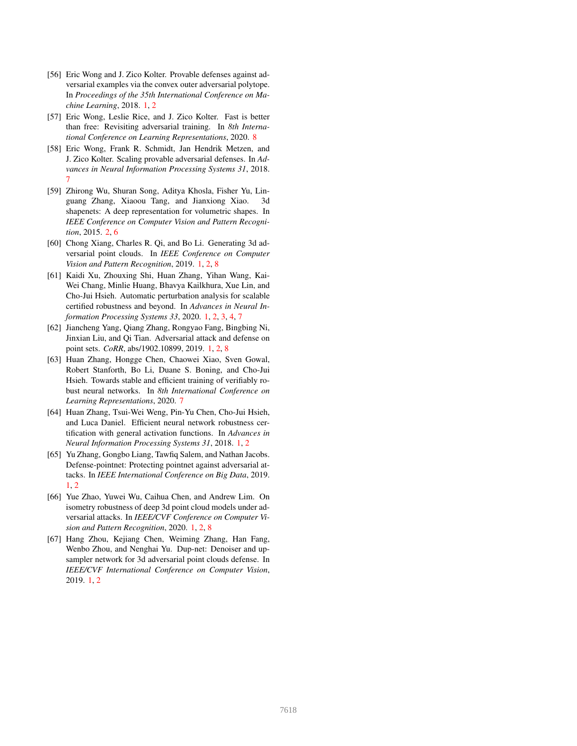[56] Eric Wong and J. Zico Kolter. Provable defenses against adversarial examples via the convex outer adversarial polytope. In *Proceedings of the 35th International Conference on Machine Learning*, 2018. 1, 2

[57] Eric Wong, Leslie Rice, and J. Zico Kolter. Fast is better than free: Revisiting adversarial training. In *8th International Conference on Learning Representations*, 2020. 8

[58] Eric Wong, Frank R. Schmidt, Jan Hendrik Metzen, and J. Zico Kolter. Scaling provable adversarial defenses. In *Advances in Neural Information Processing Systems 31*, 2018. 7

[59] Zhirong Wu, Shuran Song, Aditya Khosla, Fisher Yu, Linguang Zhang, Xiaoou Tang, and Jianxiong Xiao. 3d shapenets: A deep representation for volumetric shapes. In *IEEE Conference on Computer Vision and Pattern Recognition*, 2015. 2, 6

[60] Chong Xiang, Charles R. Qi, and Bo Li. Generating 3d adversarial point clouds. In *IEEE Conference on Computer Vision and Pattern Recognition*, 2019. 1, 2, 8

[61] Kaidi Xu, Zhouxing Shi, Huan Zhang, Yihan Wang, Kai-Wei Chang, Minlie Huang, Bhavya Kailkhura, Xue Lin, and Cho-Jui Hsieh. Automatic perturbation analysis for scalable certified robustness and beyond. In *Advances in Neural Information Processing Systems 33*, 2020. 1, 2, 3, 4, 7

[62] Jiancheng Yang, Qiang Zhang, Rongyao Fang, Bingbing Ni, Jinxian Liu, and Qi Tian. Adversarial attack and defense on point sets. *CoRR*, abs/1902.10899, 2019. 1, 2, 8

[63] Huan Zhang, Hongge Chen, Chaowei Xiao, Sven Gowal, Robert Stanforth, Bo Li, Duane S. Boning, and Cho-Jui Hsieh. Towards stable and efficient training of verifiably robust neural networks. In *8th International Conference on Learning Representations*, 2020. 7

[64] Huan Zhang, Tsui-Wei Weng, Pin-Yu Chen, Cho-Jui Hsieh, and Luca Daniel. Efficient neural network robustness certification with general activation functions. In *Advances in Neural Information Processing Systems 31*, 2018. 1, 2

[65] Yu Zhang, Gongbo Liang, Tawfiq Salem, and Nathan Jacobs. Defense-pointnet: Protecting pointnet against adversarial attacks. In *IEEE International Conference on Big Data*, 2019. 1, 2

[66] Yue Zhao, Yuwei Wu, Caihua Chen, and Andrew Lim. On isometry robustness of deep 3d point cloud models under adversarial attacks. In *IEEE/CVF Conference on Computer Vision and Pattern Recognition*, 2020. 1, 2, 8

[67] Hang Zhou, Kejiang Chen, Weiming Zhang, Han Fang, Wenbo Zhou, and Nenghai Yu. Dup-net: Denoiser and upsampler network for 3d adversarial point clouds defense. In *IEEE/CVF International Conference on Computer Vision*, 2019. 1, 2